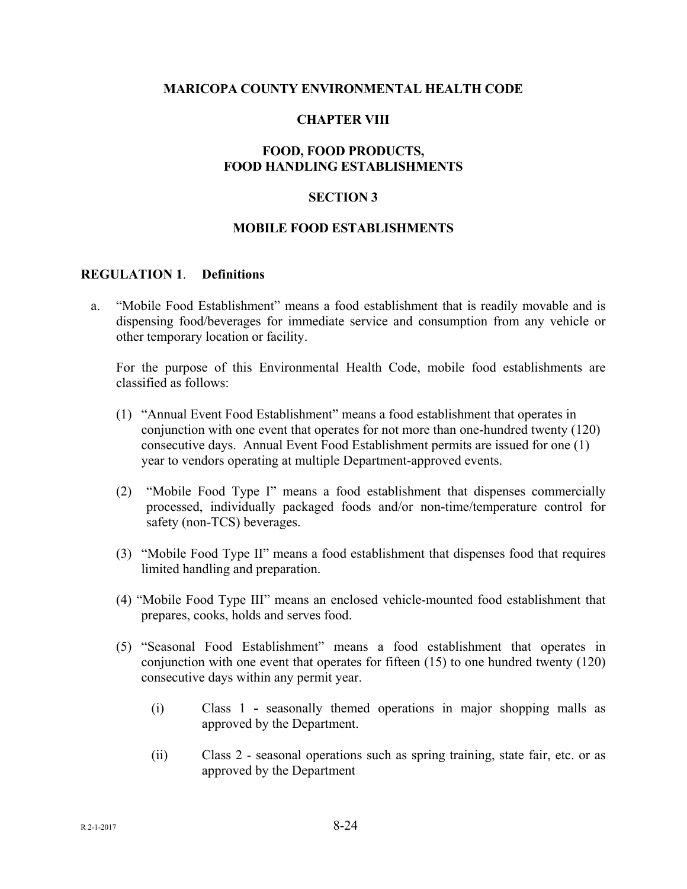# MARICOPA COUNTY ENVIRONMENTAL HEALTH CODE

## CHAPTER VIII

## FOOD, FOOD PRODUCTS, FOOD HANDLING ESTABLISHMENTS

## SECTION 3

## MOBILE FOOD ESTABLISHMENTS

### REGULATION 1. Definitions

a. "Mobile Food Establishment" means a food establishment that is readily movable and is dispensing food/beverages for immediate service and consumption from any vehicle or other temporary location or facility.

For the purpose of this Environmental Health Code, mobile food establishments are classified as follows:

(1) "Annual Event Food Establishment" means a food establishment that operates in conjunction with one event that operates for not more than one-hundred twenty (120) consecutive days. Annual Event Food Establishment permits are issued for one (1) year to vendors operating at multiple Department-approved events.

(2) "Mobile Food Type I" means a food establishment that dispenses commercially processed, individually packaged foods and/or non-time/temperature control for safety (non-TCS) beverages.

(3) "Mobile Food Type II" means a food establishment that dispenses food that requires limited handling and preparation.

(4) "Mobile Food Type III" means an enclosed vehicle-mounted food establishment that prepares, cooks, holds and serves food.

(5) "Seasonal Food Establishment" means a food establishment that operates in conjunction with one event that operates for fifteen (15) to one hundred twenty (120) consecutive days within any permit year.

(i) Class 1 - seasonally themed operations in major shopping malls as approved by the Department.

(ii) Class 2 - seasonal operations such as spring training, state fair, etc. or as approved by the Department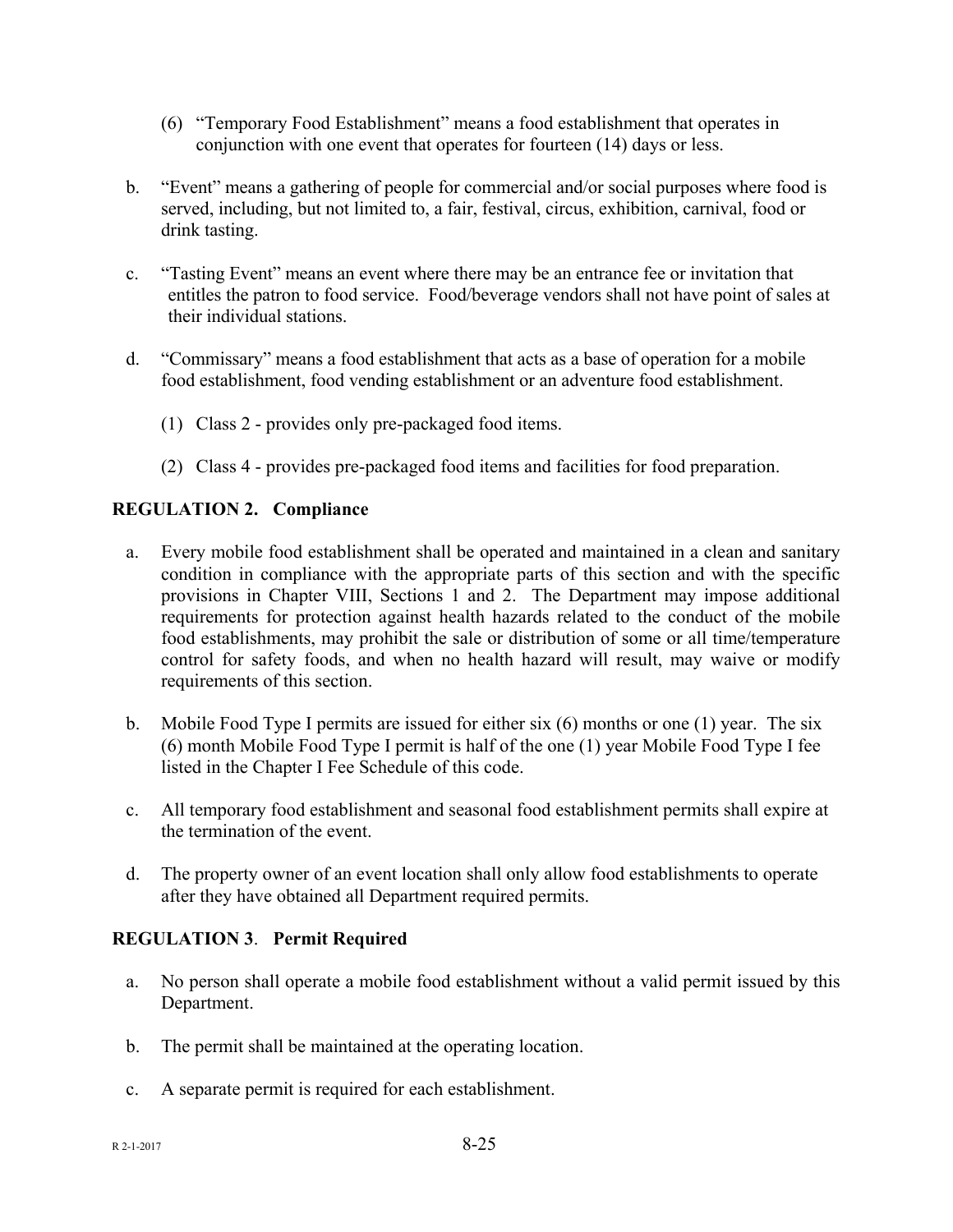(6) “Temporary Food Establishment” means a food establishment that operates in conjunction with one event that operates for fourteen (14) days or less.

b. “Event” means a gathering of people for commercial and/or social purposes where food is served, including, but not limited to, a fair, festival, circus, exhibition, carnival, food or drink tasting.

c. “Tasting Event” means an event where there may be an entrance fee or invitation that entitles the patron to food service. Food/beverage vendors shall not have point of sales at their individual stations.

d. “Commissary” means a food establishment that acts as a base of operation for a mobile food establishment, food vending establishment or an adventure food establishment.

(1) Class 2 - provides only pre-packaged food items.

(2) Class 4 - provides pre-packaged food items and facilities for food preparation.

**REGULATION 2. Compliance**

a. Every mobile food establishment shall be operated and maintained in a clean and sanitary condition in compliance with the appropriate parts of this section and with the specific provisions in Chapter VIII, Sections 1 and 2. The Department may impose additional requirements for protection against health hazards related to the conduct of the mobile food establishments, may prohibit the sale or distribution of some or all time/temperature control for safety foods, and when no health hazard will result, may waive or modify requirements of this section.

b. Mobile Food Type I permits are issued for either six (6) months or one (1) year. The six (6) month Mobile Food Type I permit is half of the one (1) year Mobile Food Type I fee listed in the Chapter I Fee Schedule of this code.

c. All temporary food establishment and seasonal food establishment permits shall expire at the termination of the event.

d. The property owner of an event location shall only allow food establishments to operate after they have obtained all Department required permits.

**REGULATION 3. Permit Required**

a. No person shall operate a mobile food establishment without a valid permit issued by this Department.

b. The permit shall be maintained at the operating location.

c. A separate permit is required for each establishment.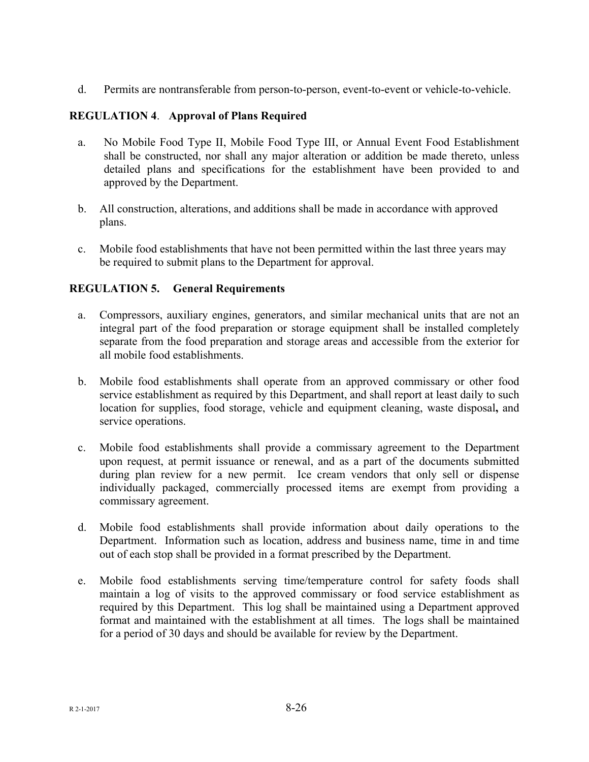d. Permits are nontransferable from person-to-person, event-to-event or vehicle-to-vehicle.

### REGULATION 4. Approval of Plans Required

a. No Mobile Food Type II, Mobile Food Type III, or Annual Event Food Establishment shall be constructed, nor shall any major alteration or addition be made thereto, unless detailed plans and specifications for the establishment have been provided to and approved by the Department.

b. All construction, alterations, and additions shall be made in accordance with approved plans.

c. Mobile food establishments that have not been permitted within the last three years may be required to submit plans to the Department for approval.

### REGULATION 5. General Requirements

a. Compressors, auxiliary engines, generators, and similar mechanical units that are not an integral part of the food preparation or storage equipment shall be installed completely separate from the food preparation and storage areas and accessible from the exterior for all mobile food establishments.

b. Mobile food establishments shall operate from an approved commissary or other food service establishment as required by this Department, and shall report at least daily to such location for supplies, food storage, vehicle and equipment cleaning, waste disposal**,** and service operations.

c. Mobile food establishments shall provide a commissary agreement to the Department upon request, at permit issuance or renewal, and as a part of the documents submitted during plan review for a new permit. Ice cream vendors that only sell or dispense individually packaged, commercially processed items are exempt from providing a commissary agreement.

d. Mobile food establishments shall provide information about daily operations to the Department. Information such as location, address and business name, time in and time out of each stop shall be provided in a format prescribed by the Department.

e. Mobile food establishments serving time/temperature control for safety foods shall maintain a log of visits to the approved commissary or food service establishment as required by this Department. This log shall be maintained using a Department approved format and maintained with the establishment at all times. The logs shall be maintained for a period of 30 days and should be available for review by the Department.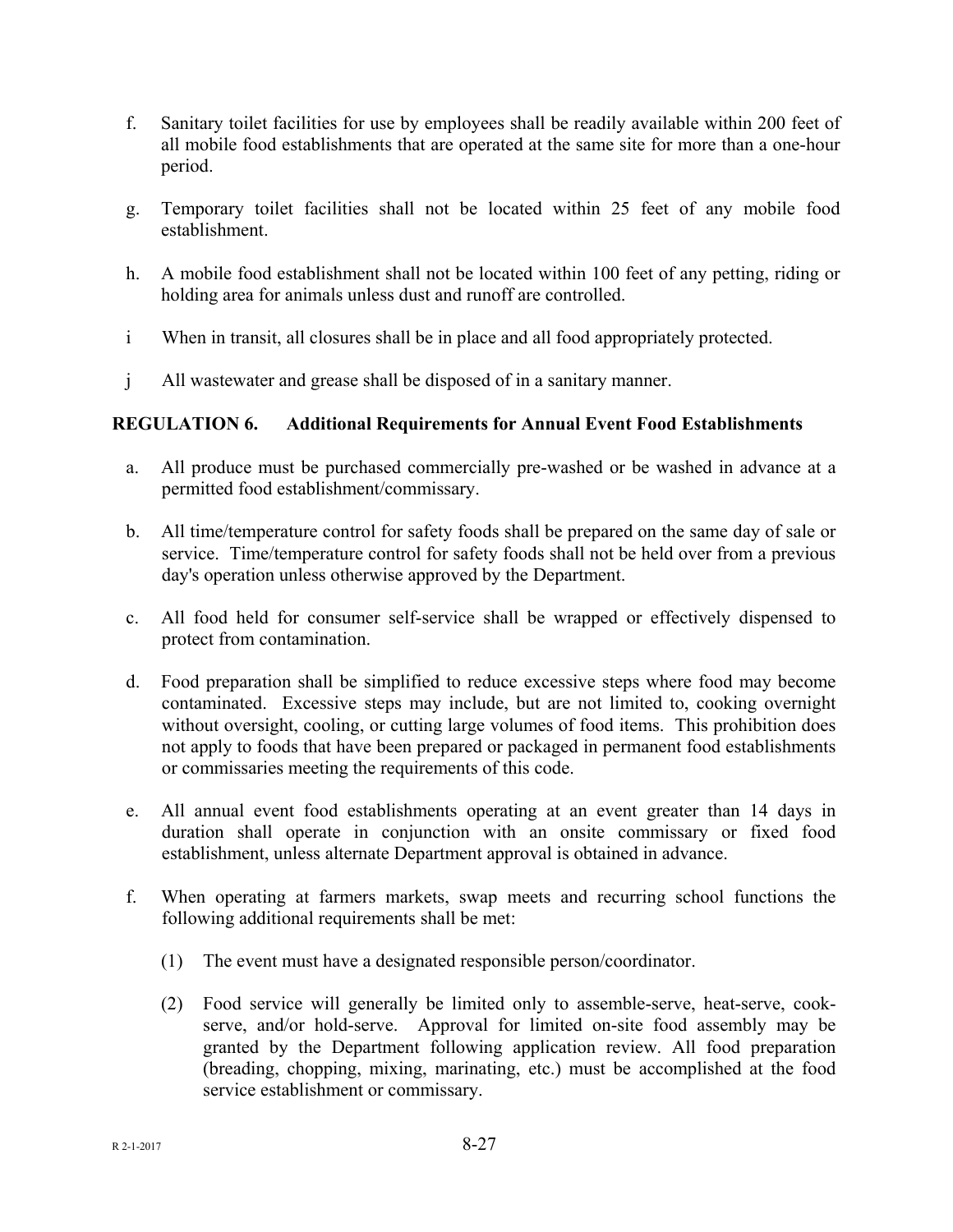f. Sanitary toilet facilities for use by employees shall be readily available within 200 feet of all mobile food establishments that are operated at the same site for more than a one-hour period.

g. Temporary toilet facilities shall not be located within 25 feet of any mobile food establishment.

h. A mobile food establishment shall not be located within 100 feet of any petting, riding or holding area for animals unless dust and runoff are controlled.

i When in transit, all closures shall be in place and all food appropriately protected.

j All wastewater and grease shall be disposed of in a sanitary manner.

**REGULATION 6. Additional Requirements for Annual Event Food Establishments**

a. All produce must be purchased commercially pre-washed or be washed in advance at a permitted food establishment/commissary.

b. All time/temperature control for safety foods shall be prepared on the same day of sale or service. Time/temperature control for safety foods shall not be held over from a previous day's operation unless otherwise approved by the Department.

c. All food held for consumer self-service shall be wrapped or effectively dispensed to protect from contamination.

d. Food preparation shall be simplified to reduce excessive steps where food may become contaminated. Excessive steps may include, but are not limited to, cooking overnight without oversight, cooling, or cutting large volumes of food items. This prohibition does not apply to foods that have been prepared or packaged in permanent food establishments or commissaries meeting the requirements of this code.

e. All annual event food establishments operating at an event greater than 14 days in duration shall operate in conjunction with an onsite commissary or fixed food establishment, unless alternate Department approval is obtained in advance.

f. When operating at farmers markets, swap meets and recurring school functions the following additional requirements shall be met:

  (1) The event must have a designated responsible person/coordinator.

  (2) Food service will generally be limited only to assemble-serve, heat-serve, cook-serve, and/or hold-serve. Approval for limited on-site food assembly may be granted by the Department following application review. All food preparation (breading, chopping, mixing, marinating, etc.) must be accomplished at the food service establishment or commissary.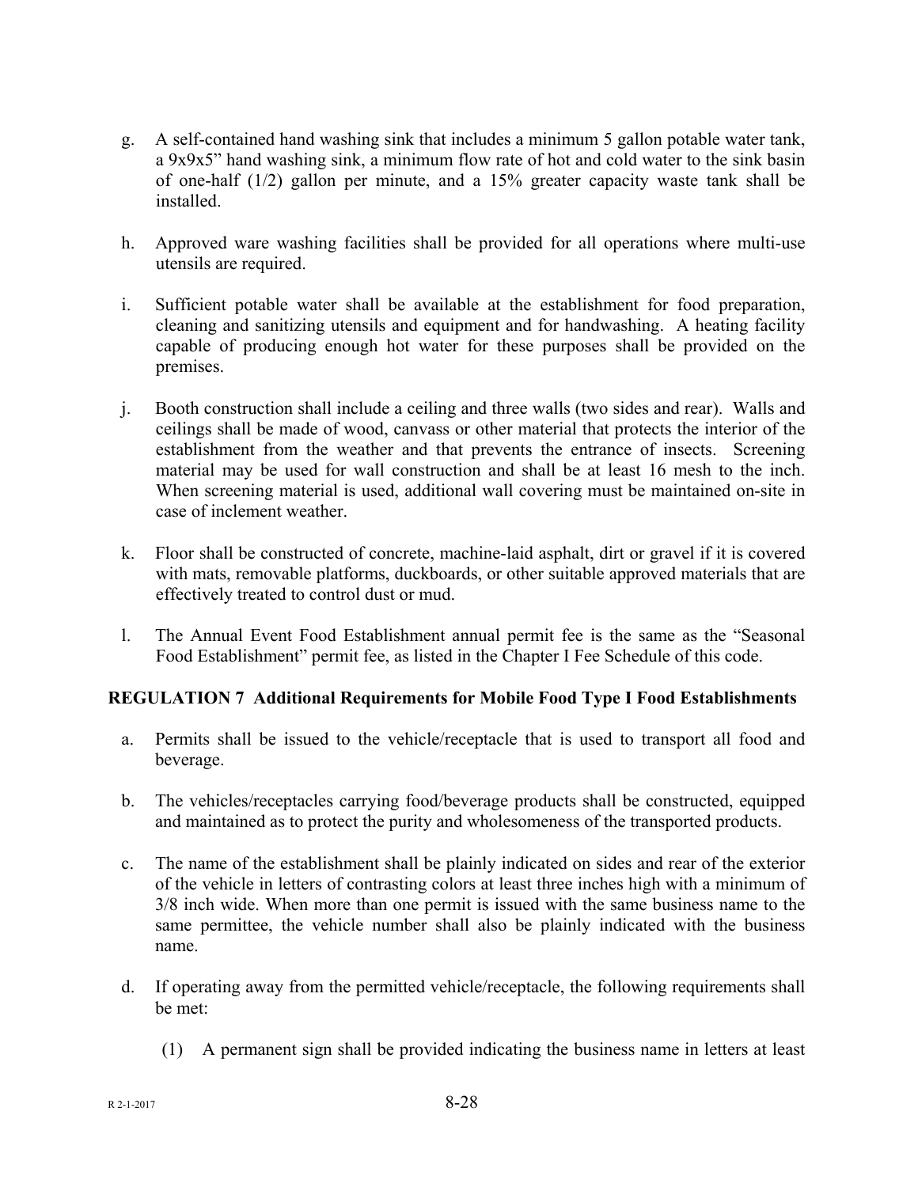g. A self-contained hand washing sink that includes a minimum 5 gallon potable water tank, a 9x9x5" hand washing sink, a minimum flow rate of hot and cold water to the sink basin of one-half (1/2) gallon per minute, and a 15% greater capacity waste tank shall be installed.

h. Approved ware washing facilities shall be provided for all operations where multi-use utensils are required.

i. Sufficient potable water shall be available at the establishment for food preparation, cleaning and sanitizing utensils and equipment and for handwashing. A heating facility capable of producing enough hot water for these purposes shall be provided on the premises.

j. Booth construction shall include a ceiling and three walls (two sides and rear). Walls and ceilings shall be made of wood, canvass or other material that protects the interior of the establishment from the weather and that prevents the entrance of insects. Screening material may be used for wall construction and shall be at least 16 mesh to the inch. When screening material is used, additional wall covering must be maintained on-site in case of inclement weather.

k. Floor shall be constructed of concrete, machine-laid asphalt, dirt or gravel if it is covered with mats, removable platforms, duckboards, or other suitable approved materials that are effectively treated to control dust or mud.

l. The Annual Event Food Establishment annual permit fee is the same as the "Seasonal Food Establishment" permit fee, as listed in the Chapter I Fee Schedule of this code.

**REGULATION 7 Additional Requirements for Mobile Food Type I Food Establishments**

a. Permits shall be issued to the vehicle/receptacle that is used to transport all food and beverage.

b. The vehicles/receptacles carrying food/beverage products shall be constructed, equipped and maintained as to protect the purity and wholesomeness of the transported products.

c. The name of the establishment shall be plainly indicated on sides and rear of the exterior of the vehicle in letters of contrasting colors at least three inches high with a minimum of 3/8 inch wide. When more than one permit is issued with the same business name to the same permittee, the vehicle number shall also be plainly indicated with the business name.

d. If operating away from the permitted vehicle/receptacle, the following requirements shall be met:

(1) A permanent sign shall be provided indicating the business name in letters at least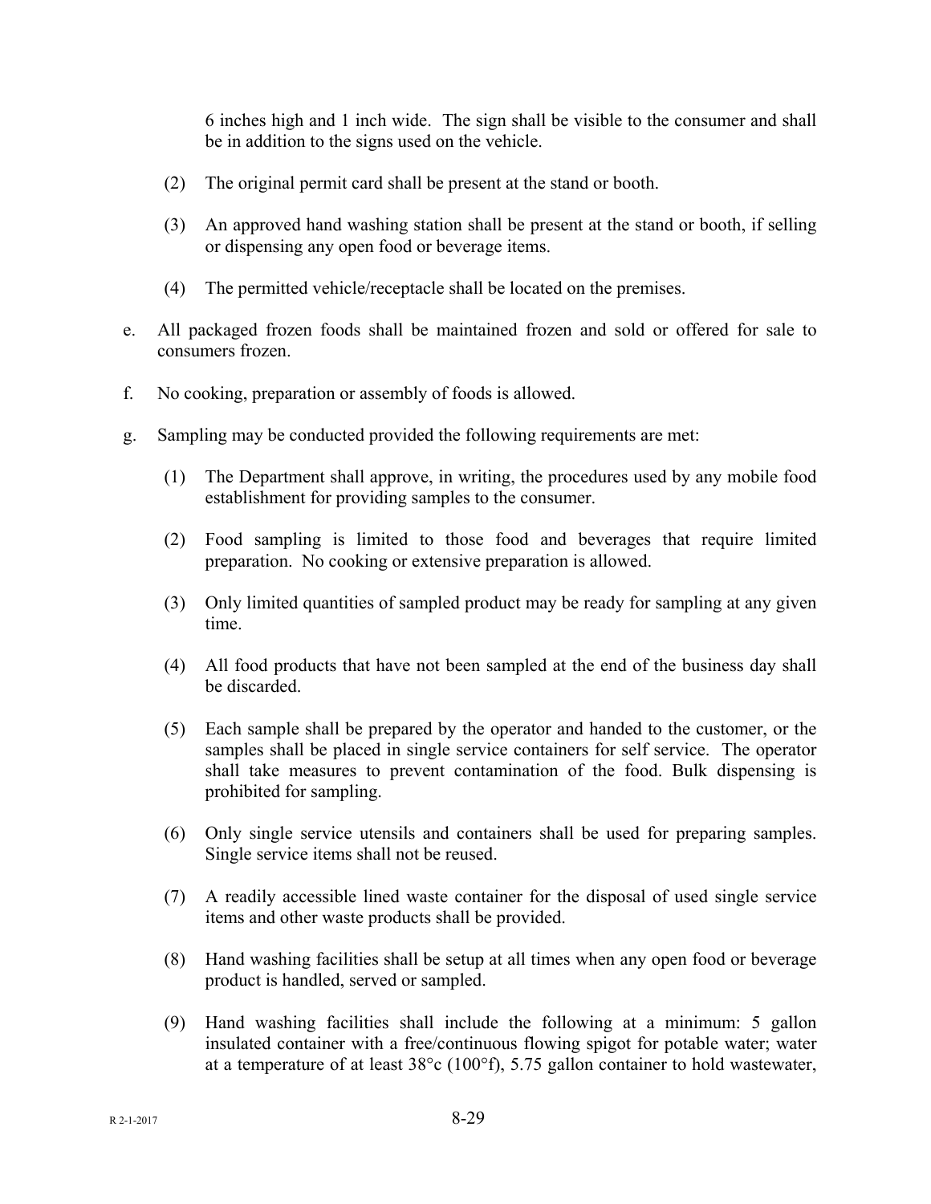6 inches high and 1 inch wide. The sign shall be visible to the consumer and shall be in addition to the signs used on the vehicle.

(2) The original permit card shall be present at the stand or booth.

(3) An approved hand washing station shall be present at the stand or booth, if selling or dispensing any open food or beverage items.

(4) The permitted vehicle/receptacle shall be located on the premises.

e. All packaged frozen foods shall be maintained frozen and sold or offered for sale to consumers frozen.

f. No cooking, preparation or assembly of foods is allowed.

g. Sampling may be conducted provided the following requirements are met:

(1) The Department shall approve, in writing, the procedures used by any mobile food establishment for providing samples to the consumer.

(2) Food sampling is limited to those food and beverages that require limited preparation. No cooking or extensive preparation is allowed.

(3) Only limited quantities of sampled product may be ready for sampling at any given time.

(4) All food products that have not been sampled at the end of the business day shall be discarded.

(5) Each sample shall be prepared by the operator and handed to the customer, or the samples shall be placed in single service containers for self service. The operator shall take measures to prevent contamination of the food. Bulk dispensing is prohibited for sampling.

(6) Only single service utensils and containers shall be used for preparing samples. Single service items shall not be reused.

(7) A readily accessible lined waste container for the disposal of used single service items and other waste products shall be provided.

(8) Hand washing facilities shall be setup at all times when any open food or beverage product is handled, served or sampled.

(9) Hand washing facilities shall include the following at a minimum: 5 gallon insulated container with a free/continuous flowing spigot for potable water; water at a temperature of at least 38°c (100°f), 5.75 gallon container to hold wastewater,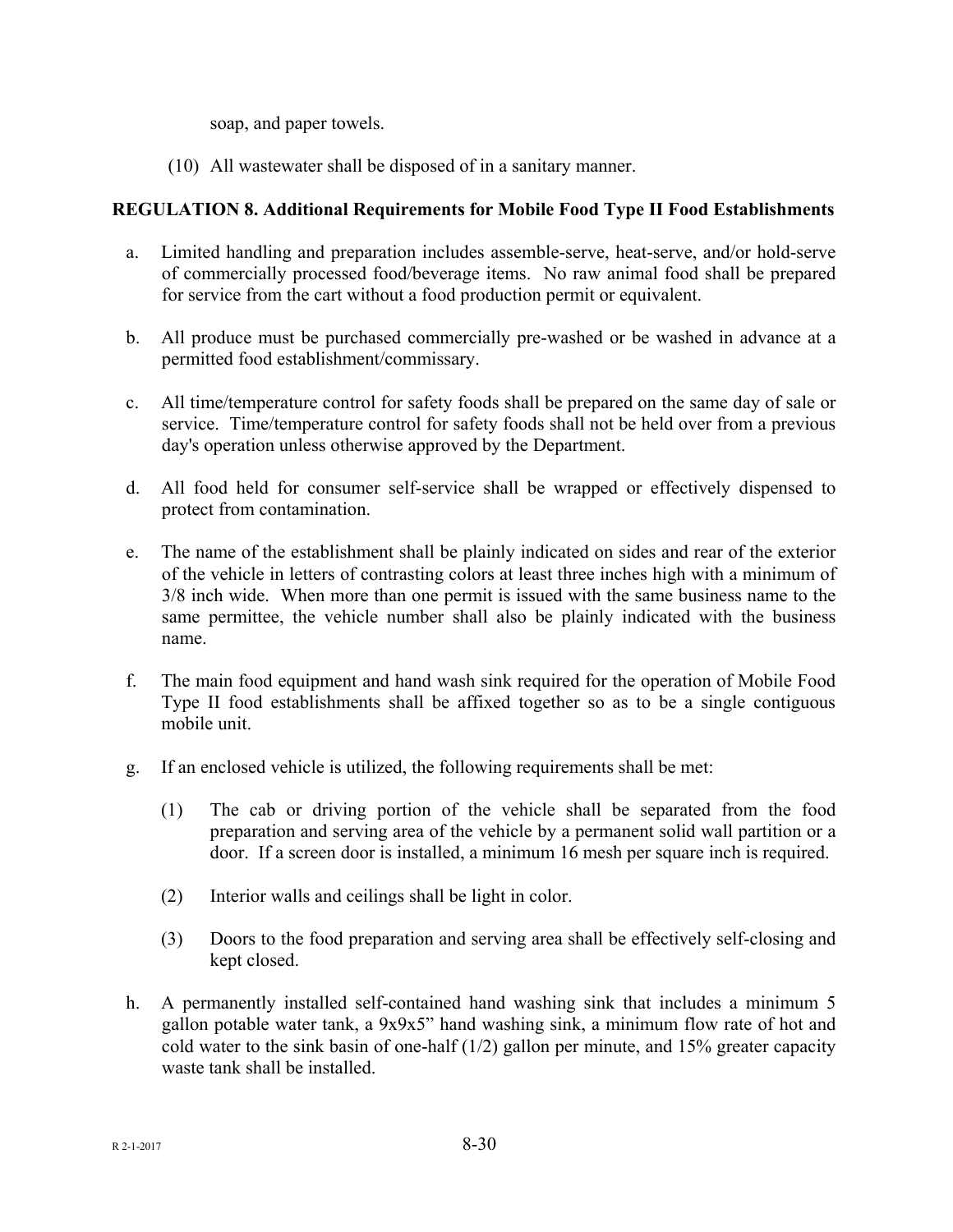soap, and paper towels.

(10) All wastewater shall be disposed of in a sanitary manner.

**REGULATION 8. Additional Requirements for Mobile Food Type II Food Establishments**

a. Limited handling and preparation includes assemble-serve, heat-serve, and/or hold-serve of commercially processed food/beverage items. No raw animal food shall be prepared for service from the cart without a food production permit or equivalent.

b. All produce must be purchased commercially pre-washed or be washed in advance at a permitted food establishment/commissary.

c. All time/temperature control for safety foods shall be prepared on the same day of sale or service. Time/temperature control for safety foods shall not be held over from a previous day's operation unless otherwise approved by the Department.

d. All food held for consumer self-service shall be wrapped or effectively dispensed to protect from contamination.

e. The name of the establishment shall be plainly indicated on sides and rear of the exterior of the vehicle in letters of contrasting colors at least three inches high with a minimum of 3/8 inch wide. When more than one permit is issued with the same business name to the same permittee, the vehicle number shall also be plainly indicated with the business name.

f. The main food equipment and hand wash sink required for the operation of Mobile Food Type II food establishments shall be affixed together so as to be a single contiguous mobile unit.

g. If an enclosed vehicle is utilized, the following requirements shall be met:

   (1) The cab or driving portion of the vehicle shall be separated from the food preparation and serving area of the vehicle by a permanent solid wall partition or a door. If a screen door is installed, a minimum 16 mesh per square inch is required.

   (2) Interior walls and ceilings shall be light in color.

   (3) Doors to the food preparation and serving area shall be effectively self-closing and kept closed.

h. A permanently installed self-contained hand washing sink that includes a minimum 5 gallon potable water tank, a 9x9x5" hand washing sink, a minimum flow rate of hot and cold water to the sink basin of one-half (1/2) gallon per minute, and 15% greater capacity waste tank shall be installed.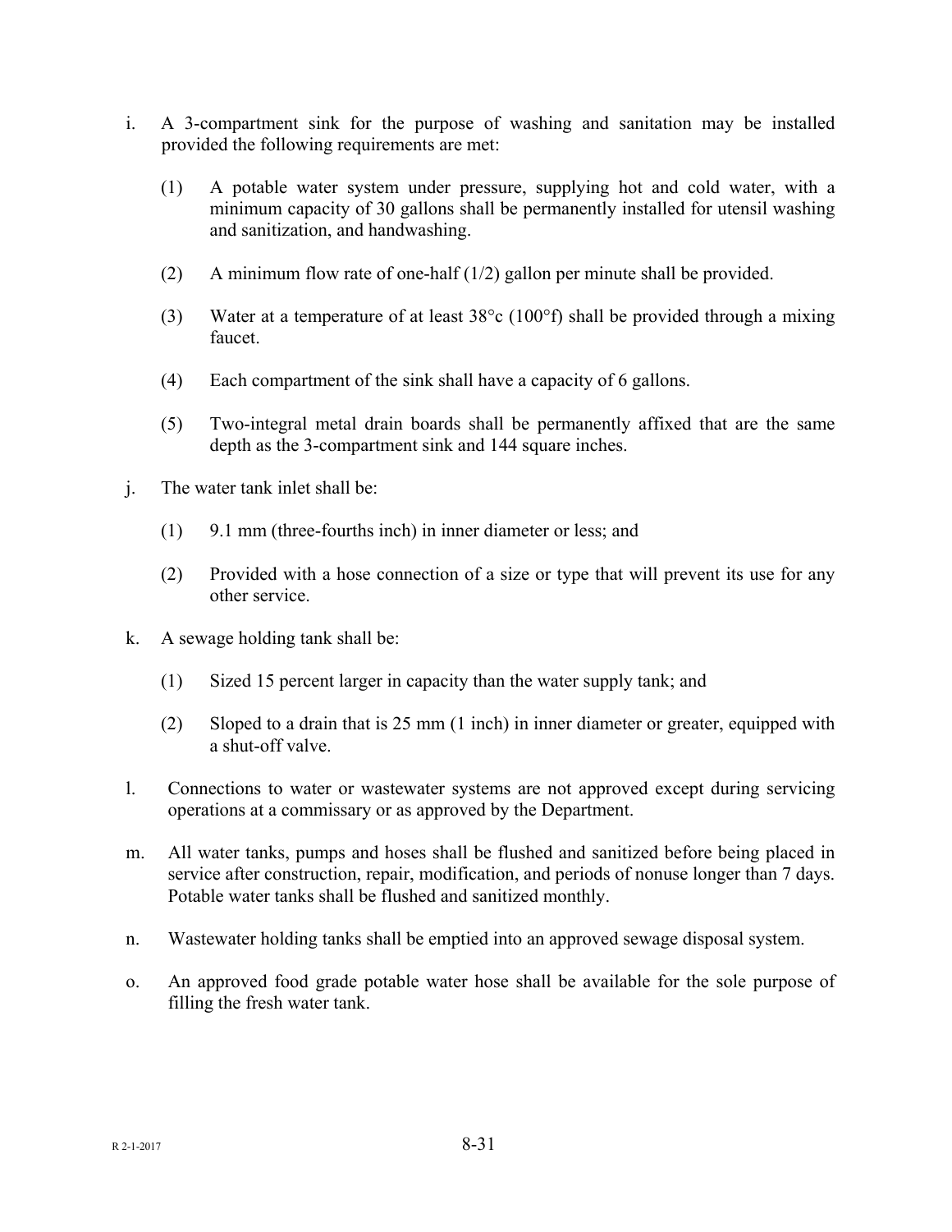i. A 3-compartment sink for the purpose of washing and sanitation may be installed provided the following requirements are met:

   (1) A potable water system under pressure, supplying hot and cold water, with a minimum capacity of 30 gallons shall be permanently installed for utensil washing and sanitization, and handwashing.

   (2) A minimum flow rate of one-half (1/2) gallon per minute shall be provided.

   (3) Water at a temperature of at least 38°c (100°f) shall be provided through a mixing faucet.

   (4) Each compartment of the sink shall have a capacity of 6 gallons.

   (5) Two-integral metal drain boards shall be permanently affixed that are the same depth as the 3-compartment sink and 144 square inches.

j. The water tank inlet shall be:

   (1) 9.1 mm (three-fourths inch) in inner diameter or less; and

   (2) Provided with a hose connection of a size or type that will prevent its use for any other service.

k. A sewage holding tank shall be:

   (1) Sized 15 percent larger in capacity than the water supply tank; and

   (2) Sloped to a drain that is 25 mm (1 inch) in inner diameter or greater, equipped with a shut-off valve.

l. Connections to water or wastewater systems are not approved except during servicing operations at a commissary or as approved by the Department.

m. All water tanks, pumps and hoses shall be flushed and sanitized before being placed in service after construction, repair, modification, and periods of nonuse longer than 7 days. Potable water tanks shall be flushed and sanitized monthly.

n. Wastewater holding tanks shall be emptied into an approved sewage disposal system.

o. An approved food grade potable water hose shall be available for the sole purpose of filling the fresh water tank.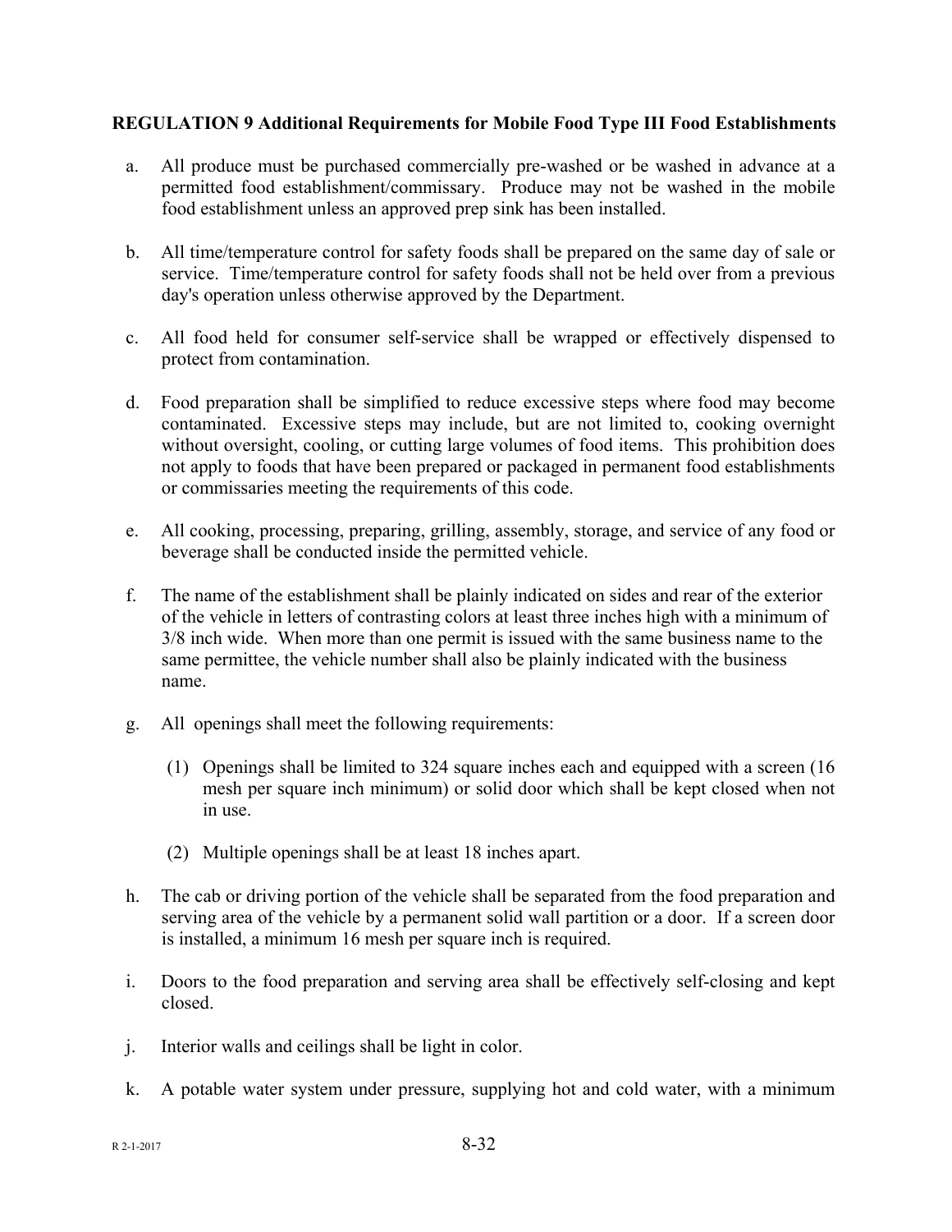**REGULATION 9 Additional Requirements for Mobile Food Type III Food Establishments**

a. All produce must be purchased commercially pre-washed or be washed in advance at a permitted food establishment/commissary. Produce may not be washed in the mobile food establishment unless an approved prep sink has been installed.

b. All time/temperature control for safety foods shall be prepared on the same day of sale or service. Time/temperature control for safety foods shall not be held over from a previous day's operation unless otherwise approved by the Department.

c. All food held for consumer self-service shall be wrapped or effectively dispensed to protect from contamination.

d. Food preparation shall be simplified to reduce excessive steps where food may become contaminated. Excessive steps may include, but are not limited to, cooking overnight without oversight, cooling, or cutting large volumes of food items. This prohibition does not apply to foods that have been prepared or packaged in permanent food establishments or commissaries meeting the requirements of this code.

e. All cooking, processing, preparing, grilling, assembly, storage, and service of any food or beverage shall be conducted inside the permitted vehicle.

f. The name of the establishment shall be plainly indicated on sides and rear of the exterior of the vehicle in letters of contrasting colors at least three inches high with a minimum of 3/8 inch wide. When more than one permit is issued with the same business name to the same permittee, the vehicle number shall also be plainly indicated with the business name.

g. All openings shall meet the following requirements:

   (1) Openings shall be limited to 324 square inches each and equipped with a screen (16 mesh per square inch minimum) or solid door which shall be kept closed when not in use.

   (2) Multiple openings shall be at least 18 inches apart.

h. The cab or driving portion of the vehicle shall be separated from the food preparation and serving area of the vehicle by a permanent solid wall partition or a door. If a screen door is installed, a minimum 16 mesh per square inch is required.

i. Doors to the food preparation and serving area shall be effectively self-closing and kept closed.

j. Interior walls and ceilings shall be light in color.

k. A potable water system under pressure, supplying hot and cold water, with a minimum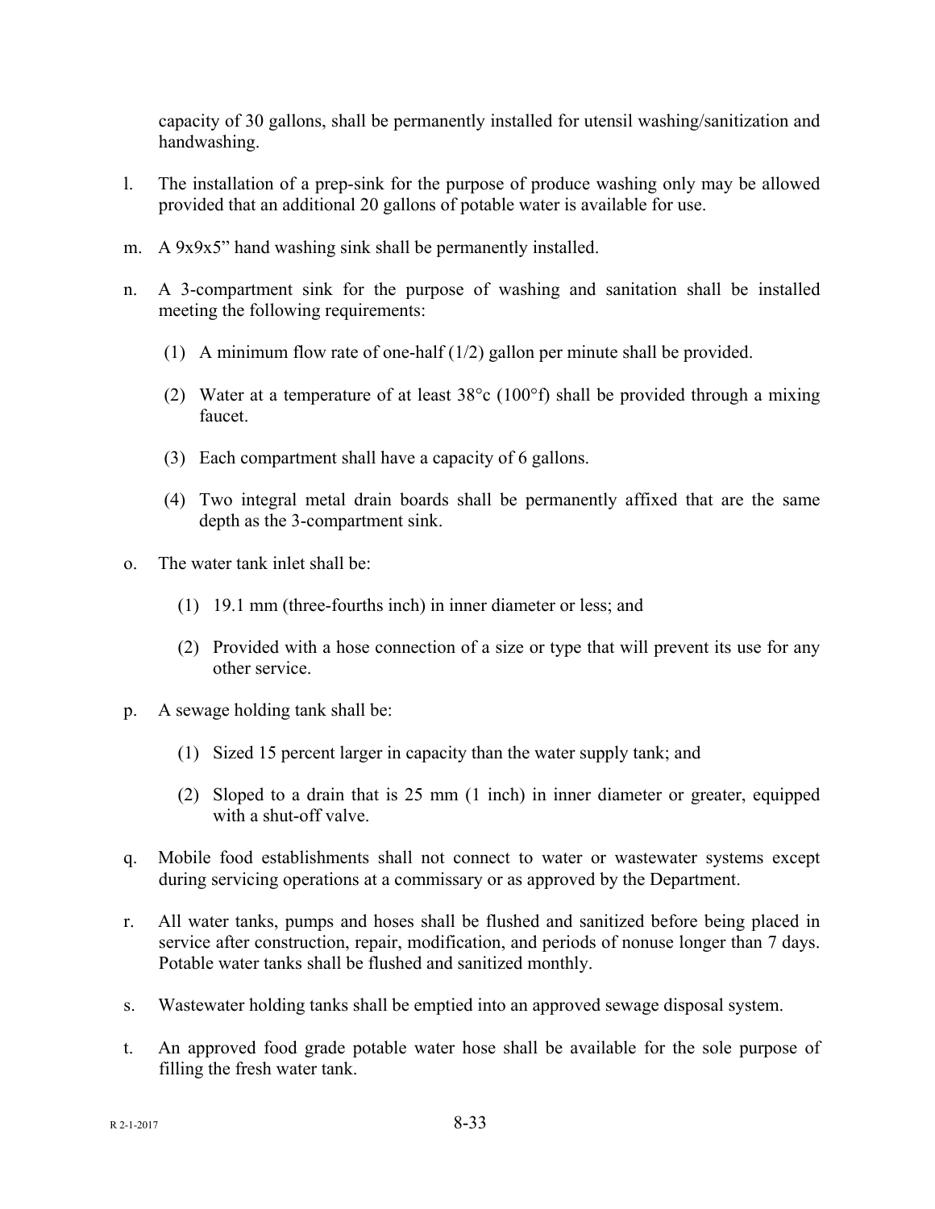capacity of 30 gallons, shall be permanently installed for utensil washing/sanitization and handwashing.

l. The installation of a prep-sink for the purpose of produce washing only may be allowed provided that an additional 20 gallons of potable water is available for use.

m. A 9x9x5" hand washing sink shall be permanently installed.

n. A 3-compartment sink for the purpose of washing and sanitation shall be installed meeting the following requirements:

   (1) A minimum flow rate of one-half (1/2) gallon per minute shall be provided.

   (2) Water at a temperature of at least 38°c (100°f) shall be provided through a mixing faucet.

   (3) Each compartment shall have a capacity of 6 gallons.

   (4) Two integral metal drain boards shall be permanently affixed that are the same depth as the 3-compartment sink.

o. The water tank inlet shall be:

   (1) 19.1 mm (three-fourths inch) in inner diameter or less; and

   (2) Provided with a hose connection of a size or type that will prevent its use for any other service.

p. A sewage holding tank shall be:

   (1) Sized 15 percent larger in capacity than the water supply tank; and

   (2) Sloped to a drain that is 25 mm (1 inch) in inner diameter or greater, equipped with a shut-off valve.

q. Mobile food establishments shall not connect to water or wastewater systems except during servicing operations at a commissary or as approved by the Department.

r. All water tanks, pumps and hoses shall be flushed and sanitized before being placed in service after construction, repair, modification, and periods of nonuse longer than 7 days. Potable water tanks shall be flushed and sanitized monthly.

s. Wastewater holding tanks shall be emptied into an approved sewage disposal system.

t. An approved food grade potable water hose shall be available for the sole purpose of filling the fresh water tank.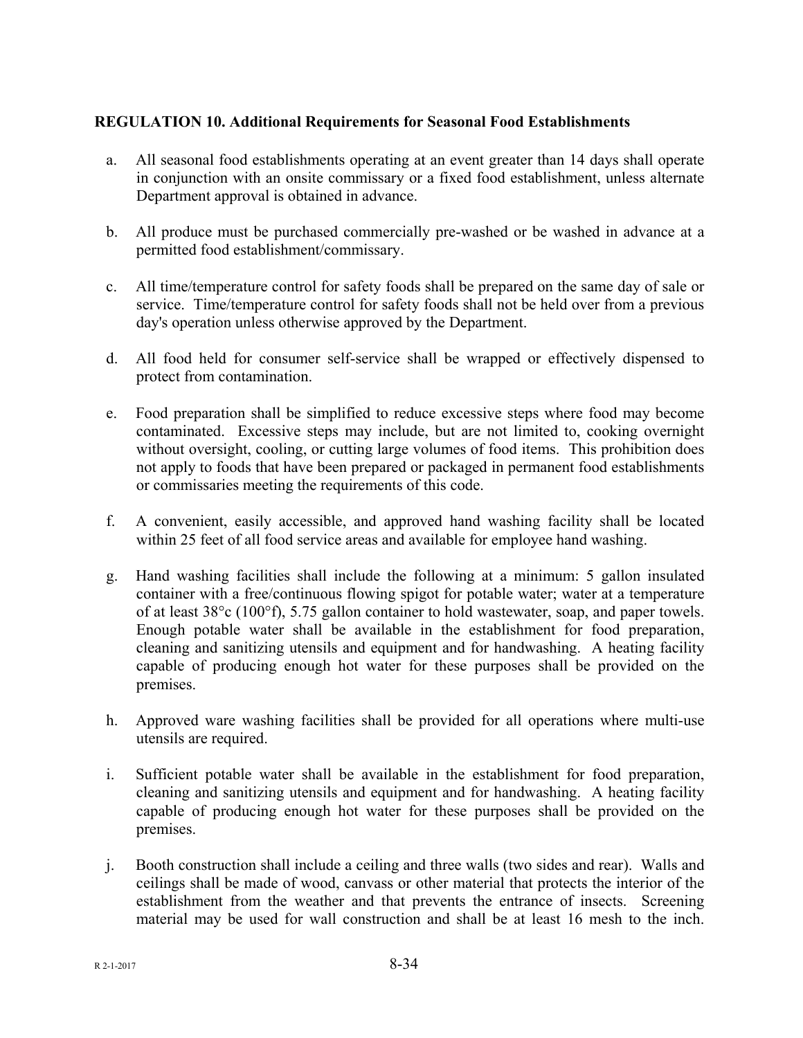**REGULATION 10. Additional Requirements for Seasonal Food Establishments**

a. All seasonal food establishments operating at an event greater than 14 days shall operate in conjunction with an onsite commissary or a fixed food establishment, unless alternate Department approval is obtained in advance.

b. All produce must be purchased commercially pre-washed or be washed in advance at a permitted food establishment/commissary.

c. All time/temperature control for safety foods shall be prepared on the same day of sale or service. Time/temperature control for safety foods shall not be held over from a previous day's operation unless otherwise approved by the Department.

d. All food held for consumer self-service shall be wrapped or effectively dispensed to protect from contamination.

e. Food preparation shall be simplified to reduce excessive steps where food may become contaminated. Excessive steps may include, but are not limited to, cooking overnight without oversight, cooling, or cutting large volumes of food items. This prohibition does not apply to foods that have been prepared or packaged in permanent food establishments or commissaries meeting the requirements of this code.

f. A convenient, easily accessible, and approved hand washing facility shall be located within 25 feet of all food service areas and available for employee hand washing.

g. Hand washing facilities shall include the following at a minimum: 5 gallon insulated container with a free/continuous flowing spigot for potable water; water at a temperature of at least 38°c (100°f), 5.75 gallon container to hold wastewater, soap, and paper towels. Enough potable water shall be available in the establishment for food preparation, cleaning and sanitizing utensils and equipment and for handwashing. A heating facility capable of producing enough hot water for these purposes shall be provided on the premises.

h. Approved ware washing facilities shall be provided for all operations where multi-use utensils are required.

i. Sufficient potable water shall be available in the establishment for food preparation, cleaning and sanitizing utensils and equipment and for handwashing. A heating facility capable of producing enough hot water for these purposes shall be provided on the premises.

j. Booth construction shall include a ceiling and three walls (two sides and rear). Walls and ceilings shall be made of wood, canvass or other material that protects the interior of the establishment from the weather and that prevents the entrance of insects. Screening material may be used for wall construction and shall be at least 16 mesh to the inch.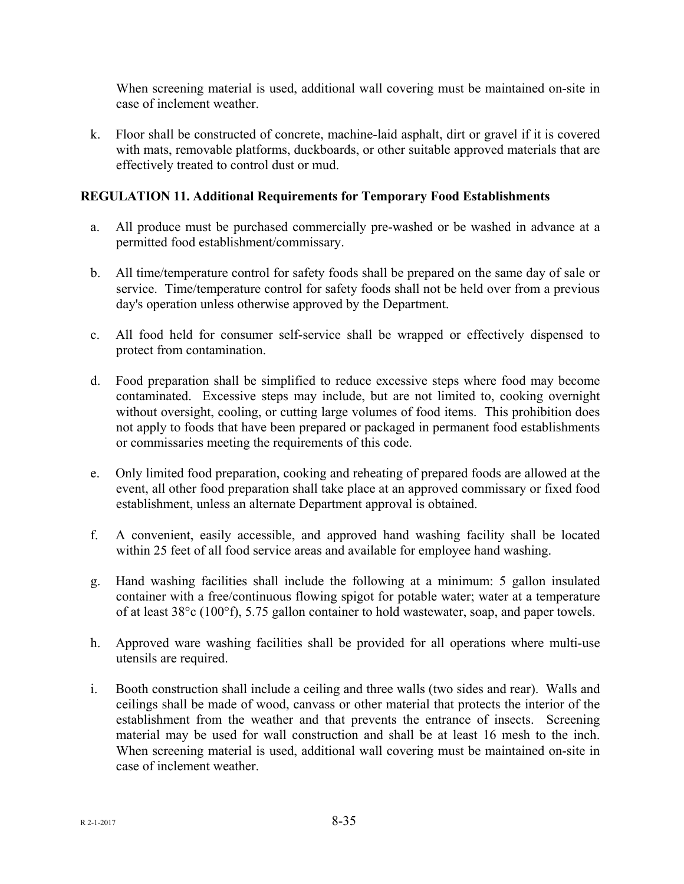When screening material is used, additional wall covering must be maintained on-site in case of inclement weather.

k. Floor shall be constructed of concrete, machine-laid asphalt, dirt or gravel if it is covered with mats, removable platforms, duckboards, or other suitable approved materials that are effectively treated to control dust or mud.

**REGULATION 11. Additional Requirements for Temporary Food Establishments**

a. All produce must be purchased commercially pre-washed or be washed in advance at a permitted food establishment/commissary.

b. All time/temperature control for safety foods shall be prepared on the same day of sale or service. Time/temperature control for safety foods shall not be held over from a previous day's operation unless otherwise approved by the Department.

c. All food held for consumer self-service shall be wrapped or effectively dispensed to protect from contamination.

d. Food preparation shall be simplified to reduce excessive steps where food may become contaminated. Excessive steps may include, but are not limited to, cooking overnight without oversight, cooling, or cutting large volumes of food items. This prohibition does not apply to foods that have been prepared or packaged in permanent food establishments or commissaries meeting the requirements of this code.

e. Only limited food preparation, cooking and reheating of prepared foods are allowed at the event, all other food preparation shall take place at an approved commissary or fixed food establishment, unless an alternate Department approval is obtained.

f. A convenient, easily accessible, and approved hand washing facility shall be located within 25 feet of all food service areas and available for employee hand washing.

g. Hand washing facilities shall include the following at a minimum: 5 gallon insulated container with a free/continuous flowing spigot for potable water; water at a temperature of at least 38°c (100°f), 5.75 gallon container to hold wastewater, soap, and paper towels.

h. Approved ware washing facilities shall be provided for all operations where multi-use utensils are required.

i. Booth construction shall include a ceiling and three walls (two sides and rear). Walls and ceilings shall be made of wood, canvass or other material that protects the interior of the establishment from the weather and that prevents the entrance of insects. Screening material may be used for wall construction and shall be at least 16 mesh to the inch. When screening material is used, additional wall covering must be maintained on-site in case of inclement weather.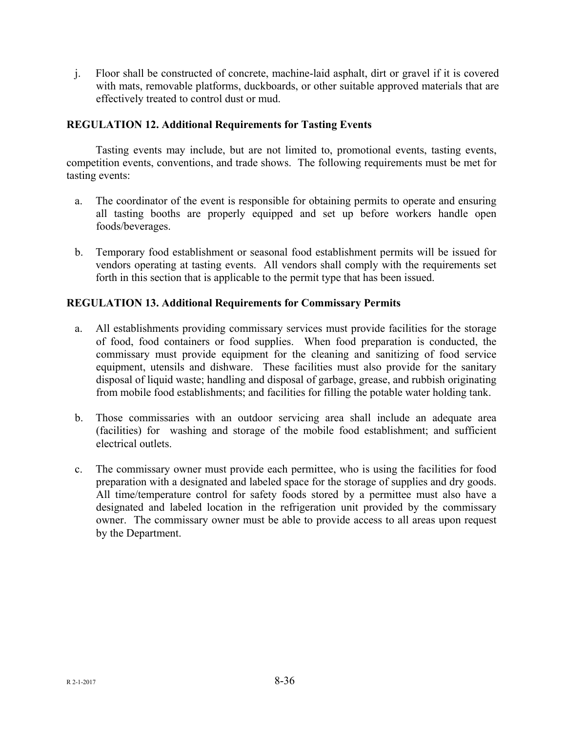j. Floor shall be constructed of concrete, machine-laid asphalt, dirt or gravel if it is covered with mats, removable platforms, duckboards, or other suitable approved materials that are effectively treated to control dust or mud.

**REGULATION 12. Additional Requirements for Tasting Events**

Tasting events may include, but are not limited to, promotional events, tasting events, competition events, conventions, and trade shows. The following requirements must be met for tasting events:

a. The coordinator of the event is responsible for obtaining permits to operate and ensuring all tasting booths are properly equipped and set up before workers handle open foods/beverages.

b. Temporary food establishment or seasonal food establishment permits will be issued for vendors operating at tasting events. All vendors shall comply with the requirements set forth in this section that is applicable to the permit type that has been issued.

**REGULATION 13. Additional Requirements for Commissary Permits**

a. All establishments providing commissary services must provide facilities for the storage of food, food containers or food supplies. When food preparation is conducted, the commissary must provide equipment for the cleaning and sanitizing of food service equipment, utensils and dishware. These facilities must also provide for the sanitary disposal of liquid waste; handling and disposal of garbage, grease, and rubbish originating from mobile food establishments; and facilities for filling the potable water holding tank.

b. Those commissaries with an outdoor servicing area shall include an adequate area (facilities) for washing and storage of the mobile food establishment; and sufficient electrical outlets.

c. The commissary owner must provide each permittee, who is using the facilities for food preparation with a designated and labeled space for the storage of supplies and dry goods. All time/temperature control for safety foods stored by a permittee must also have a designated and labeled location in the refrigeration unit provided by the commissary owner. The commissary owner must be able to provide access to all areas upon request by the Department.